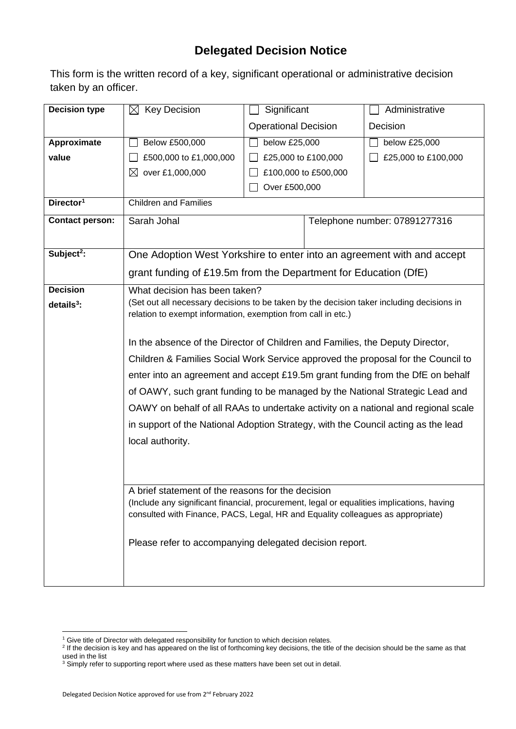# Delegated Decision Notice

This form is the written record of a key, significant operational or administrative decision taken by an officer.

| | | | |
|---|---|---|---|
| **Decision type** | ☒ Key Decision | ☐ Significant Operational Decision | ☐ Administrative Decision |
| **Approximate value** | ☐ Below £500,000<br>☐ £500,000 to £1,000,000<br>☒ over £1,000,000 | ☐ below £25,000<br>☐ £25,000 to £100,000<br>☐ £100,000 to £500,000<br>☐ Over £500,000 | ☐ below £25,000<br>☐ £25,000 to £100,000 |
| **Director**[1] | Children and Families | | |
| **Contact person:** | Sarah Johal | Telephone number: 07891277316 | |
| **Subject**[2]**:** | One Adoption West Yorkshire to enter into an agreement with and accept grant funding of £19.5m from the Department for Education (DfE) | | |
| **Decision details**[3]**:** | What decision has been taken?<br>(Set out all necessary decisions to be taken by the decision taker including decisions in relation to exempt information, exemption from call in etc.)<br><br>In the absence of the Director of Children and Families, the Deputy Director, Children & Families Social Work Service approved the proposal for the Council to enter into an agreement and accept £19.5m grant funding from the DfE on behalf of OAWY, such grant funding to be managed by the National Strategic Lead and OAWY on behalf of all RAAs to undertake activity on a national and regional scale in support of the National Adoption Strategy, with the Council acting as the lead local authority. | | |
| | A brief statement of the reasons for the decision<br>(Include any significant financial, procurement, legal or equalities implications, having consulted with Finance, PACS, Legal, HR and Equality colleagues as appropriate)<br><br>Please refer to accompanying delegated decision report. | | |

[1] Give title of Director with delegated responsibility for function to which decision relates.

[2] If the decision is key and has appeared on the list of forthcoming key decisions, the title of the decision should be the same as that used in the list

[3] Simply refer to supporting report where used as these matters have been set out in detail.

Delegated Decision Notice approved for use from 2nd February 2022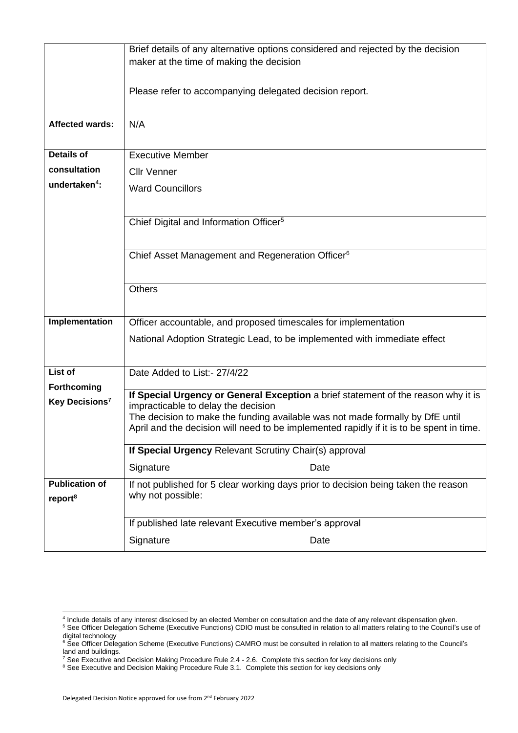| | |
|---|---|
| | Brief details of any alternative options considered and rejected by the decision maker at the time of making the decision<br><br>Please refer to accompanying delegated decision report. |
| **Affected wards:** | N/A |
| **Details of consultation undertaken[4]:** | Executive Member<br>Cllr Venner |
| | Ward Councillors |
| | Chief Digital and Information Officer[5] |
| | Chief Asset Management and Regeneration Officer[6] |
| | Others |
| **Implementation** | Officer accountable, and proposed timescales for implementation<br>National Adoption Strategic Lead, to be implemented with immediate effect |
| **List of Forthcoming Key Decisions[7]** | Date Added to List:- 27/4/22 |
| | **If Special Urgency or General Exception** a brief statement of the reason why it is impracticable to delay the decision<br>The decision to make the funding available was not made formally by DfE until April and the decision will need to be implemented rapidly if it is to be spent in time. |
| | **If Special Urgency** Relevant Scrutiny Chair(s) approval<br>Signature Date |
| **Publication of report[8]** | If not published for 5 clear working days prior to decision being taken the reason why not possible: |
| | If published late relevant Executive member's approval<br>Signature Date |

[4] Include details of any interest disclosed by an elected Member on consultation and the date of any relevant dispensation given.
[5] See Officer Delegation Scheme (Executive Functions) CDIO must be consulted in relation to all matters relating to the Council's use of digital technology
[6] See Officer Delegation Scheme (Executive Functions) CAMRO must be consulted in relation to all matters relating to the Council's land and buildings.
[7] See Executive and Decision Making Procedure Rule 2.4 - 2.6. Complete this section for key decisions only
[8] See Executive and Decision Making Procedure Rule 3.1. Complete this section for key decisions only

Delegated Decision Notice approved for use from 2nd February 2022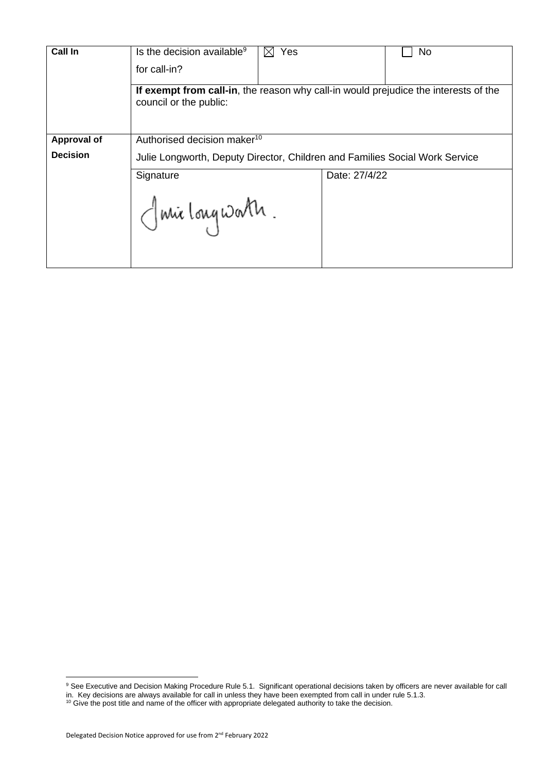| | | | | |
|---|---|---|---|---|
| **Call In** | Is the decision available[9] for call-in? | ☒ Yes | | ☐ No |
| | **If exempt from call-in**, the reason why call-in would prejudice the interests of the council or the public: | | | |
| **Approval of Decision** | Authorised decision maker[10] Julie Longworth, Deputy Director, Children and Families Social Work Service | | | |
| | Signature Julie Longworth. | | Date: 27/4/22 | |

[9] See Executive and Decision Making Procedure Rule 5.1. Significant operational decisions taken by officers are never available for call in. Key decisions are always available for call in unless they have been exempted from call in under rule 5.1.3.

[10] Give the post title and name of the officer with appropriate delegated authority to take the decision.

Delegated Decision Notice approved for use from 2nd February 2022